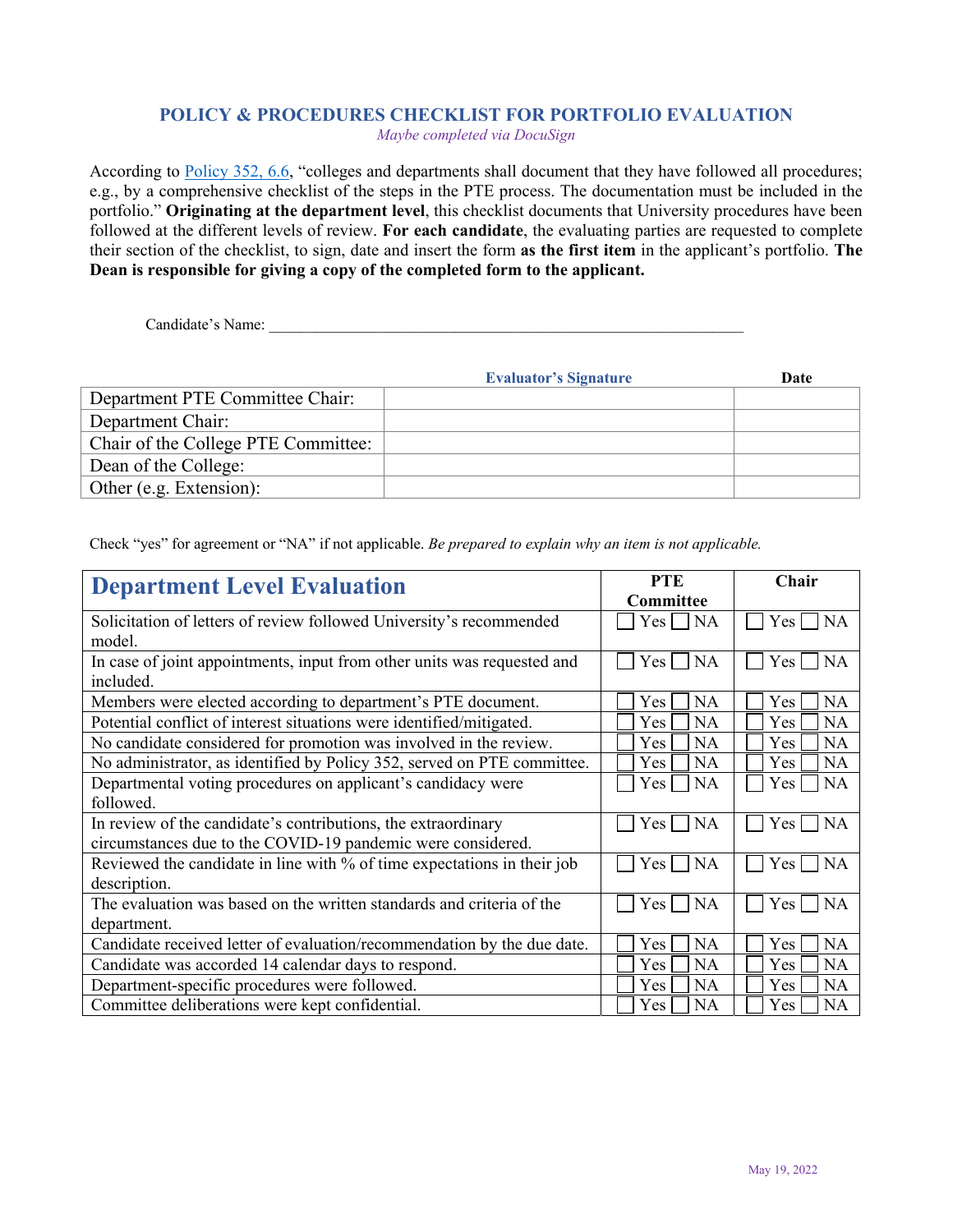# POLICY & PROCEDURES CHECKLIST FOR PORTFOLIO EVALUATION

*Maybe completed via DocuSign*

According to Policy 352, 6.6, "colleges and departments shall document that they have followed all procedures; e.g., by a comprehensive checklist of the steps in the PTE process. The documentation must be included in the portfolio." **Originating at the department level**, this checklist documents that University procedures have been followed at the different levels of review. **For each candidate**, the evaluating parties are requested to complete their section of the checklist, to sign, date and insert the form **as the first item** in the applicant's portfolio. **The Dean is responsible for giving a copy of the completed form to the applicant.**

Candidate's Name: ________________________________________________________________

| | Evaluator's Signature | Date |
|---|---|---|
| Department PTE Committee Chair: | | |
| Department Chair: | | |
| Chair of the College PTE Committee: | | |
| Dean of the College: | | |
| Other (e.g. Extension): | | |

Check "yes" for agreement or "NA" if not applicable. *Be prepared to explain why an item is not applicable.*

| Department Level Evaluation | PTE Committee | Chair |
|---|---|---|
| Solicitation of letters of review followed University's recommended model. | ☐ Yes ☐ NA | ☐ Yes ☐ NA |
| In case of joint appointments, input from other units was requested and included. | ☐ Yes ☐ NA | ☐ Yes ☐ NA |
| Members were elected according to department's PTE document. | ☐ Yes ☐ NA | ☐ Yes ☐ NA |
| Potential conflict of interest situations were identified/mitigated. | ☐ Yes ☐ NA | ☐ Yes ☐ NA |
| No candidate considered for promotion was involved in the review. | ☐ Yes ☐ NA | ☐ Yes ☐ NA |
| No administrator, as identified by Policy 352, served on PTE committee. | ☐ Yes ☐ NA | ☐ Yes ☐ NA |
| Departmental voting procedures on applicant's candidacy were followed. | ☐ Yes ☐ NA | ☐ Yes ☐ NA |
| In review of the candidate's contributions, the extraordinary circumstances due to the COVID-19 pandemic were considered. | ☐ Yes ☐ NA | ☐ Yes ☐ NA |
| Reviewed the candidate in line with % of time expectations in their job description. | ☐ Yes ☐ NA | ☐ Yes ☐ NA |
| The evaluation was based on the written standards and criteria of the department. | ☐ Yes ☐ NA | ☐ Yes ☐ NA |
| Candidate received letter of evaluation/recommendation by the due date. | ☐ Yes ☐ NA | ☐ Yes ☐ NA |
| Candidate was accorded 14 calendar days to respond. | ☐ Yes ☐ NA | ☐ Yes ☐ NA |
| Department-specific procedures were followed. | ☐ Yes ☐ NA | ☐ Yes ☐ NA |
| Committee deliberations were kept confidential. | ☐ Yes ☐ NA | ☐ Yes ☐ NA |

May 19, 2022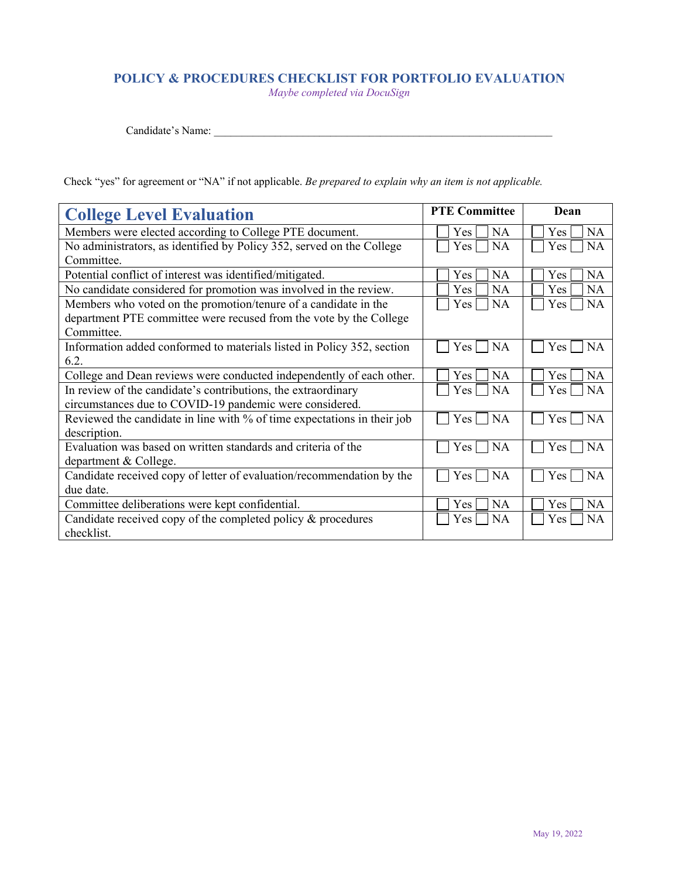## POLICY & PROCEDURES CHECKLIST FOR PORTFOLIO EVALUATION

*Maybe completed via DocuSign*

Candidate's Name: ______________________________________________________________

Check "yes" for agreement or "NA" if not applicable. *Be prepared to explain why an item is not applicable.*

| College Level Evaluation | PTE Committee | Dean |
|---|---|---|
| Members were elected according to College PTE document. | ☐ Yes ☐ NA | ☐ Yes ☐ NA |
| No administrators, as identified by Policy 352, served on the College Committee. | ☐ Yes ☐ NA | ☐ Yes ☐ NA |
| Potential conflict of interest was identified/mitigated. | ☐ Yes ☐ NA | ☐ Yes ☐ NA |
| No candidate considered for promotion was involved in the review. | ☐ Yes ☐ NA | ☐ Yes ☐ NA |
| Members who voted on the promotion/tenure of a candidate in the department PTE committee were recused from the vote by the College Committee. | ☐ Yes ☐ NA | ☐ Yes ☐ NA |
| Information added conformed to materials listed in Policy 352, section 6.2. | ☐ Yes ☐ NA | ☐ Yes ☐ NA |
| College and Dean reviews were conducted independently of each other. | ☐ Yes ☐ NA | ☐ Yes ☐ NA |
| In review of the candidate's contributions, the extraordinary circumstances due to COVID-19 pandemic were considered. | ☐ Yes ☐ NA | ☐ Yes ☐ NA |
| Reviewed the candidate in line with % of time expectations in their job description. | ☐ Yes ☐ NA | ☐ Yes ☐ NA |
| Evaluation was based on written standards and criteria of the department & College. | ☐ Yes ☐ NA | ☐ Yes ☐ NA |
| Candidate received copy of letter of evaluation/recommendation by the due date. | ☐ Yes ☐ NA | ☐ Yes ☐ NA |
| Committee deliberations were kept confidential. | ☐ Yes ☐ NA | ☐ Yes ☐ NA |
| Candidate received copy of the completed policy & procedures checklist. | ☐ Yes ☐ NA | ☐ Yes ☐ NA |

May 19, 2022